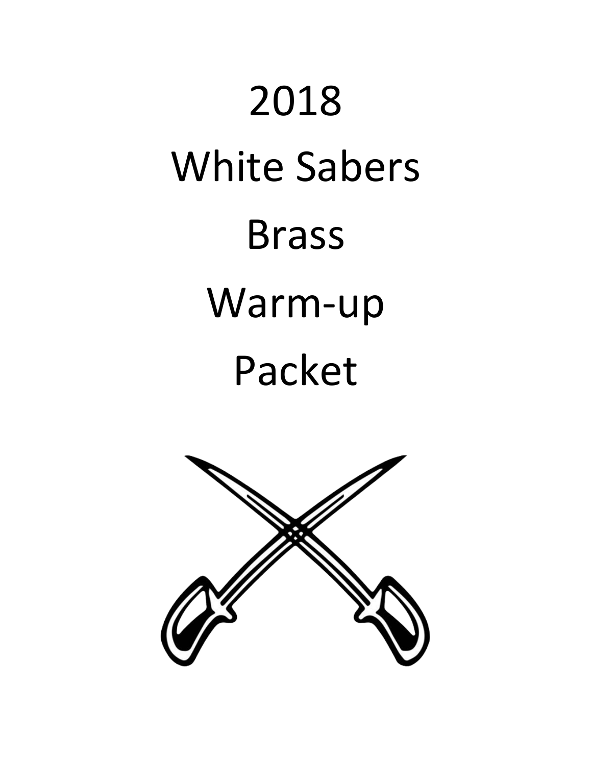# 2018

# White Sabers

# Brass

# Warm-up

# Packet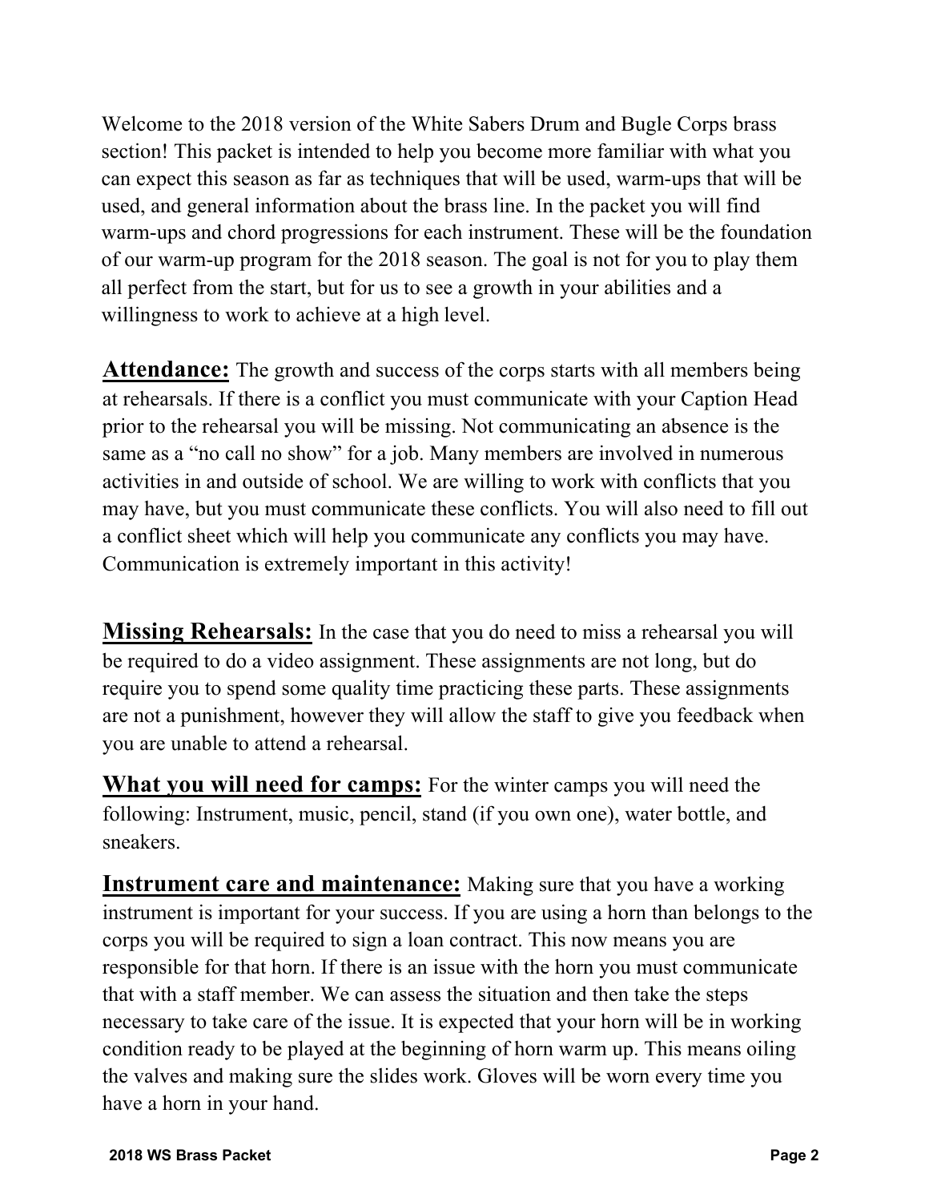Welcome to the 2018 version of the White Sabers Drum and Bugle Corps brass section! This packet is intended to help you become more familiar with what you can expect this season as far as techniques that will be used, warm-ups that will be used, and general information about the brass line. In the packet you will find warm-ups and chord progressions for each instrument. These will be the foundation of our warm-up program for the 2018 season. The goal is not for you to play them all perfect from the start, but for us to see a growth in your abilities and a willingness to work to achieve at a high level.

**Attendance:** The growth and success of the corps starts with all members being at rehearsals. If there is a conflict you must communicate with your Caption Head prior to the rehearsal you will be missing. Not communicating an absence is the same as a "no call no show" for a job. Many members are involved in numerous activities in and outside of school. We are willing to work with conflicts that you may have, but you must communicate these conflicts. You will also need to fill out a conflict sheet which will help you communicate any conflicts you may have. Communication is extremely important in this activity!

**Missing Rehearsals:** In the case that you do need to miss a rehearsal you will be required to do a video assignment. These assignments are not long, but do require you to spend some quality time practicing these parts. These assignments are not a punishment, however they will allow the staff to give you feedback when you are unable to attend a rehearsal.

**What you will need for camps:** For the winter camps you will need the following: Instrument, music, pencil, stand (if you own one), water bottle, and sneakers.

**Instrument care and maintenance:** Making sure that you have a working instrument is important for your success. If you are using a horn than belongs to the corps you will be required to sign a loan contract. This now means you are responsible for that horn. If there is an issue with the horn you must communicate that with a staff member. We can assess the situation and then take the steps necessary to take care of the issue. It is expected that your horn will be in working condition ready to be played at the beginning of horn warm up. This means oiling the valves and making sure the slides work. Gloves will be worn every time you have a horn in your hand.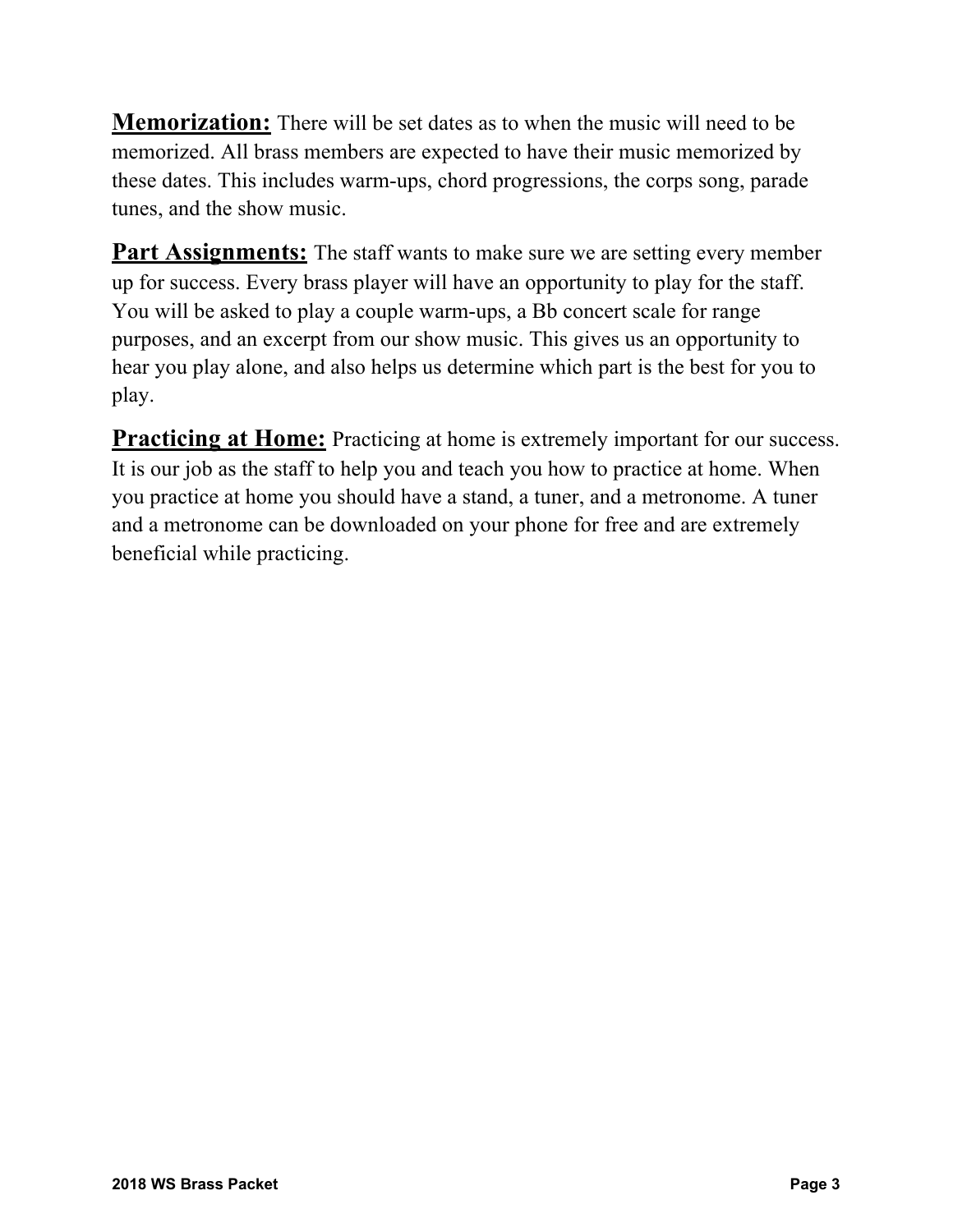**<u>Memorization:</u>** There will be set dates as to when the music will need to be memorized. All brass members are expected to have their music memorized by these dates. This includes warm-ups, chord progressions, the corps song, parade tunes, and the show music.

**<u>Part Assignments:</u>** The staff wants to make sure we are setting every member up for success. Every brass player will have an opportunity to play for the staff. You will be asked to play a couple warm-ups, a Bb concert scale for range purposes, and an excerpt from our show music. This gives us an opportunity to hear you play alone, and also helps us determine which part is the best for you to play.

**<u>Practicing at Home:</u>** Practicing at home is extremely important for our success. It is our job as the staff to help you and teach you how to practice at home. When you practice at home you should have a stand, a tuner, and a metronome. A tuner and a metronome can be downloaded on your phone for free and are extremely beneficial while practicing.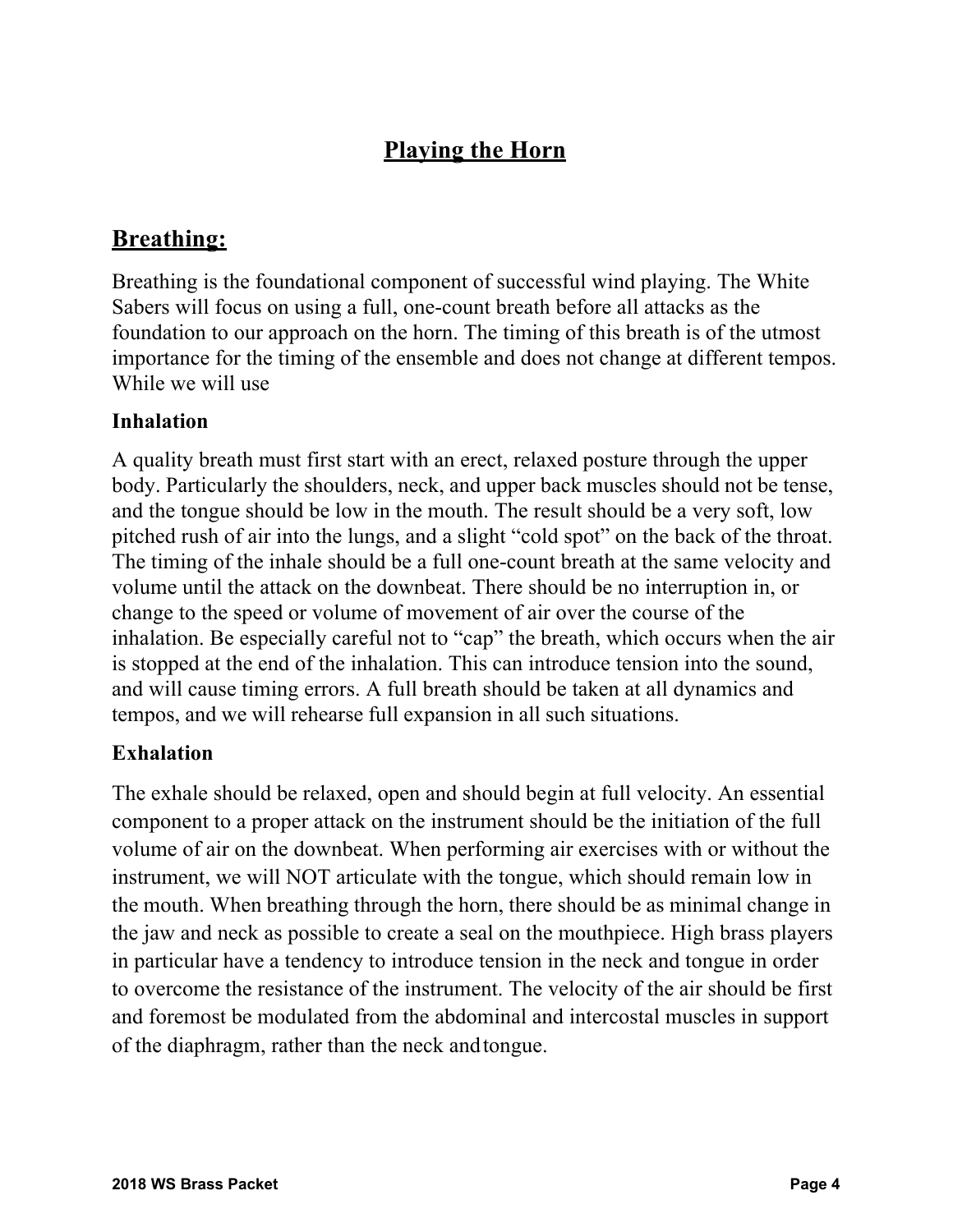# Playing the Horn

## Breathing:

Breathing is the foundational component of successful wind playing. The White Sabers will focus on using a full, one-count breath before all attacks as the foundation to our approach on the horn. The timing of this breath is of the utmost importance for the timing of the ensemble and does not change at different tempos. While we will use

### Inhalation

A quality breath must first start with an erect, relaxed posture through the upper body. Particularly the shoulders, neck, and upper back muscles should not be tense, and the tongue should be low in the mouth. The result should be a very soft, low pitched rush of air into the lungs, and a slight "cold spot" on the back of the throat. The timing of the inhale should be a full one-count breath at the same velocity and volume until the attack on the downbeat. There should be no interruption in, or change to the speed or volume of movement of air over the course of the inhalation. Be especially careful not to "cap" the breath, which occurs when the air is stopped at the end of the inhalation. This can introduce tension into the sound, and will cause timing errors. A full breath should be taken at all dynamics and tempos, and we will rehearse full expansion in all such situations.

### Exhalation

The exhale should be relaxed, open and should begin at full velocity. An essential component to a proper attack on the instrument should be the initiation of the full volume of air on the downbeat. When performing air exercises with or without the instrument, we will NOT articulate with the tongue, which should remain low in the mouth. When breathing through the horn, there should be as minimal change in the jaw and neck as possible to create a seal on the mouthpiece. High brass players in particular have a tendency to introduce tension in the neck and tongue in order to overcome the resistance of the instrument. The velocity of the air should be first and foremost be modulated from the abdominal and intercostal muscles in support of the diaphragm, rather than the neck and tongue.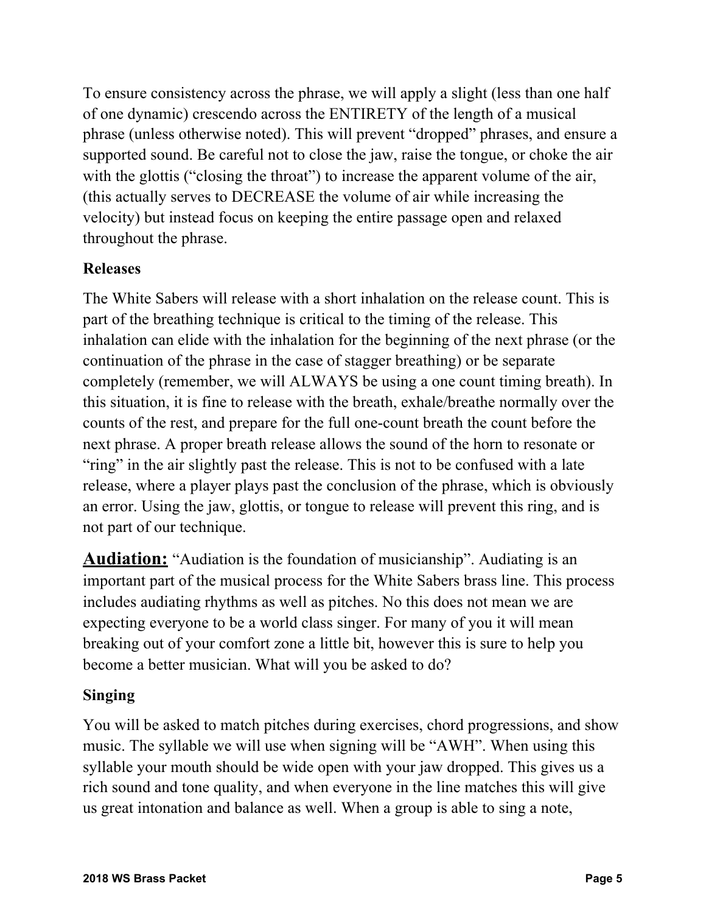To ensure consistency across the phrase, we will apply a slight (less than one half of one dynamic) crescendo across the ENTIRETY of the length of a musical phrase (unless otherwise noted). This will prevent "dropped" phrases, and ensure a supported sound. Be careful not to close the jaw, raise the tongue, or choke the air with the glottis ("closing the throat") to increase the apparent volume of the air, (this actually serves to DECREASE the volume of air while increasing the velocity) but instead focus on keeping the entire passage open and relaxed throughout the phrase.

### Releases

The White Sabers will release with a short inhalation on the release count. This is part of the breathing technique is critical to the timing of the release. This inhalation can elide with the inhalation for the beginning of the next phrase (or the continuation of the phrase in the case of stagger breathing) or be separate completely (remember, we will ALWAYS be using a one count timing breath). In this situation, it is fine to release with the breath, exhale/breathe normally over the counts of the rest, and prepare for the full one-count breath the count before the next phrase. A proper breath release allows the sound of the horn to resonate or "ring" in the air slightly past the release. This is not to be confused with a late release, where a player plays past the conclusion of the phrase, which is obviously an error. Using the jaw, glottis, or tongue to release will prevent this ring, and is not part of our technique.

**Audiation:** "Audiation is the foundation of musicianship". Audiating is an important part of the musical process for the White Sabers brass line. This process includes audiating rhythms as well as pitches. No this does not mean we are expecting everyone to be a world class singer. For many of you it will mean breaking out of your comfort zone a little bit, however this is sure to help you become a better musician. What will you be asked to do?

### Singing

You will be asked to match pitches during exercises, chord progressions, and show music. The syllable we will use when signing will be "AWH". When using this syllable your mouth should be wide open with your jaw dropped. This gives us a rich sound and tone quality, and when everyone in the line matches this will give us great intonation and balance as well. When a group is able to sing a note,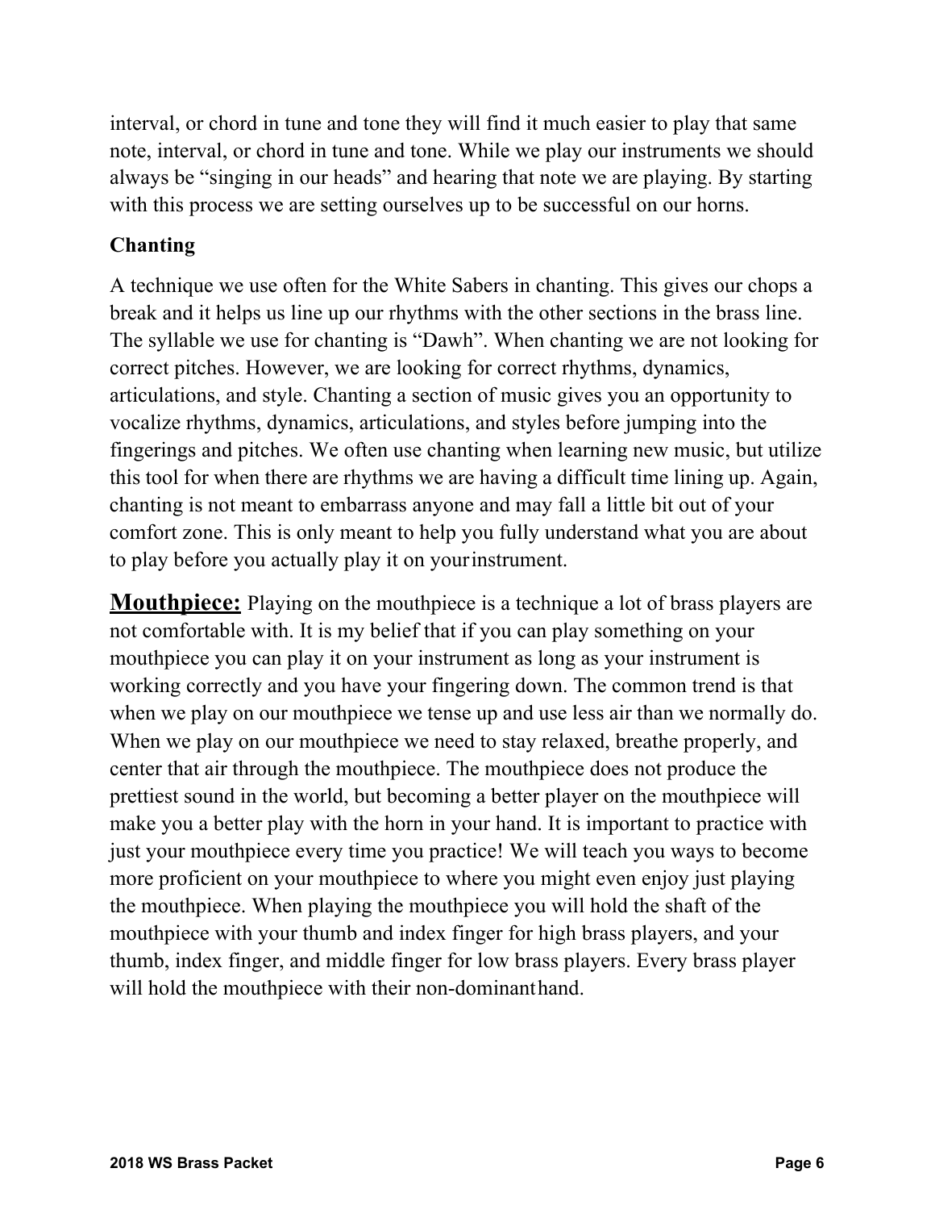interval, or chord in tune and tone they will find it much easier to play that same note, interval, or chord in tune and tone. While we play our instruments we should always be "singing in our heads" and hearing that note we are playing. By starting with this process we are setting ourselves up to be successful on our horns.

**Chanting**

A technique we use often for the White Sabers in chanting. This gives our chops a break and it helps us line up our rhythms with the other sections in the brass line. The syllable we use for chanting is "Dawh". When chanting we are not looking for correct pitches. However, we are looking for correct rhythms, dynamics, articulations, and style. Chanting a section of music gives you an opportunity to vocalize rhythms, dynamics, articulations, and styles before jumping into the fingerings and pitches. We often use chanting when learning new music, but utilize this tool for when there are rhythms we are having a difficult time lining up. Again, chanting is not meant to embarrass anyone and may fall a little bit out of your comfort zone. This is only meant to help you fully understand what you are about to play before you actually play it on your instrument.

**<u>Mouthpiece:</u>** Playing on the mouthpiece is a technique a lot of brass players are not comfortable with. It is my belief that if you can play something on your mouthpiece you can play it on your instrument as long as your instrument is working correctly and you have your fingering down. The common trend is that when we play on our mouthpiece we tense up and use less air than we normally do. When we play on our mouthpiece we need to stay relaxed, breathe properly, and center that air through the mouthpiece. The mouthpiece does not produce the prettiest sound in the world, but becoming a better player on the mouthpiece will make you a better play with the horn in your hand. It is important to practice with just your mouthpiece every time you practice! We will teach you ways to become more proficient on your mouthpiece to where you might even enjoy just playing the mouthpiece. When playing the mouthpiece you will hold the shaft of the mouthpiece with your thumb and index finger for high brass players, and your thumb, index finger, and middle finger for low brass players. Every brass player will hold the mouthpiece with their non-dominant hand.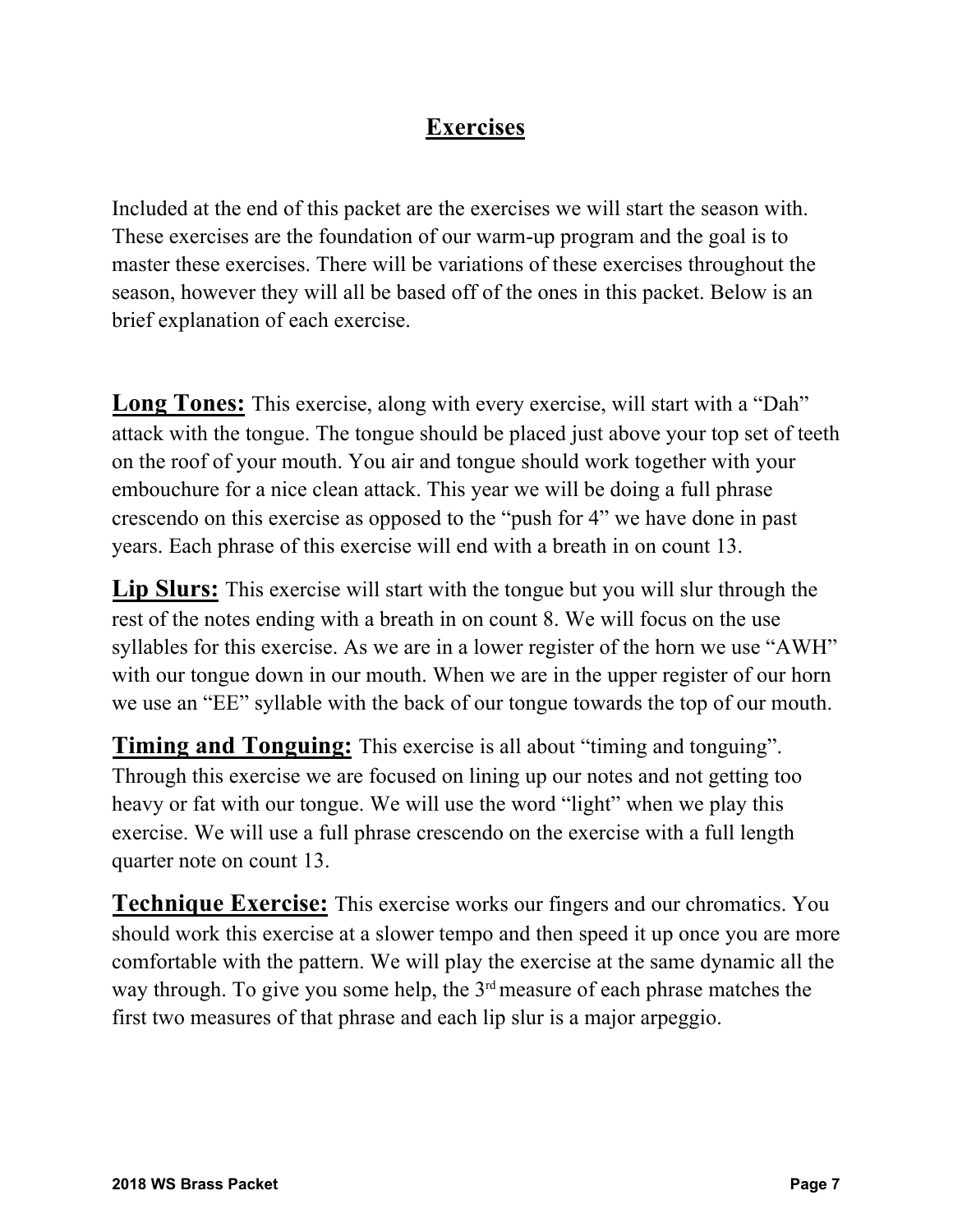# Exercises

Included at the end of this packet are the exercises we will start the season with. These exercises are the foundation of our warm-up program and the goal is to master these exercises. There will be variations of these exercises throughout the season, however they will all be based off of the ones in this packet. Below is an brief explanation of each exercise.

**Long Tones:** This exercise, along with every exercise, will start with a "Dah" attack with the tongue. The tongue should be placed just above your top set of teeth on the roof of your mouth. You air and tongue should work together with your embouchure for a nice clean attack. This year we will be doing a full phrase crescendo on this exercise as opposed to the "push for 4" we have done in past years. Each phrase of this exercise will end with a breath in on count 13.

**Lip Slurs:** This exercise will start with the tongue but you will slur through the rest of the notes ending with a breath in on count 8. We will focus on the use syllables for this exercise. As we are in a lower register of the horn we use "AWH" with our tongue down in our mouth. When we are in the upper register of our horn we use an "EE" syllable with the back of our tongue towards the top of our mouth.

**Timing and Tonguing:** This exercise is all about "timing and tonguing". Through this exercise we are focused on lining up our notes and not getting too heavy or fat with our tongue. We will use the word "light" when we play this exercise. We will use a full phrase crescendo on the exercise with a full length quarter note on count 13.

**Technique Exercise:** This exercise works our fingers and our chromatics. You should work this exercise at a slower tempo and then speed it up once you are more comfortable with the pattern. We will play the exercise at the same dynamic all the way through. To give you some help, the 3rd measure of each phrase matches the first two measures of that phrase and each lip slur is a major arpeggio.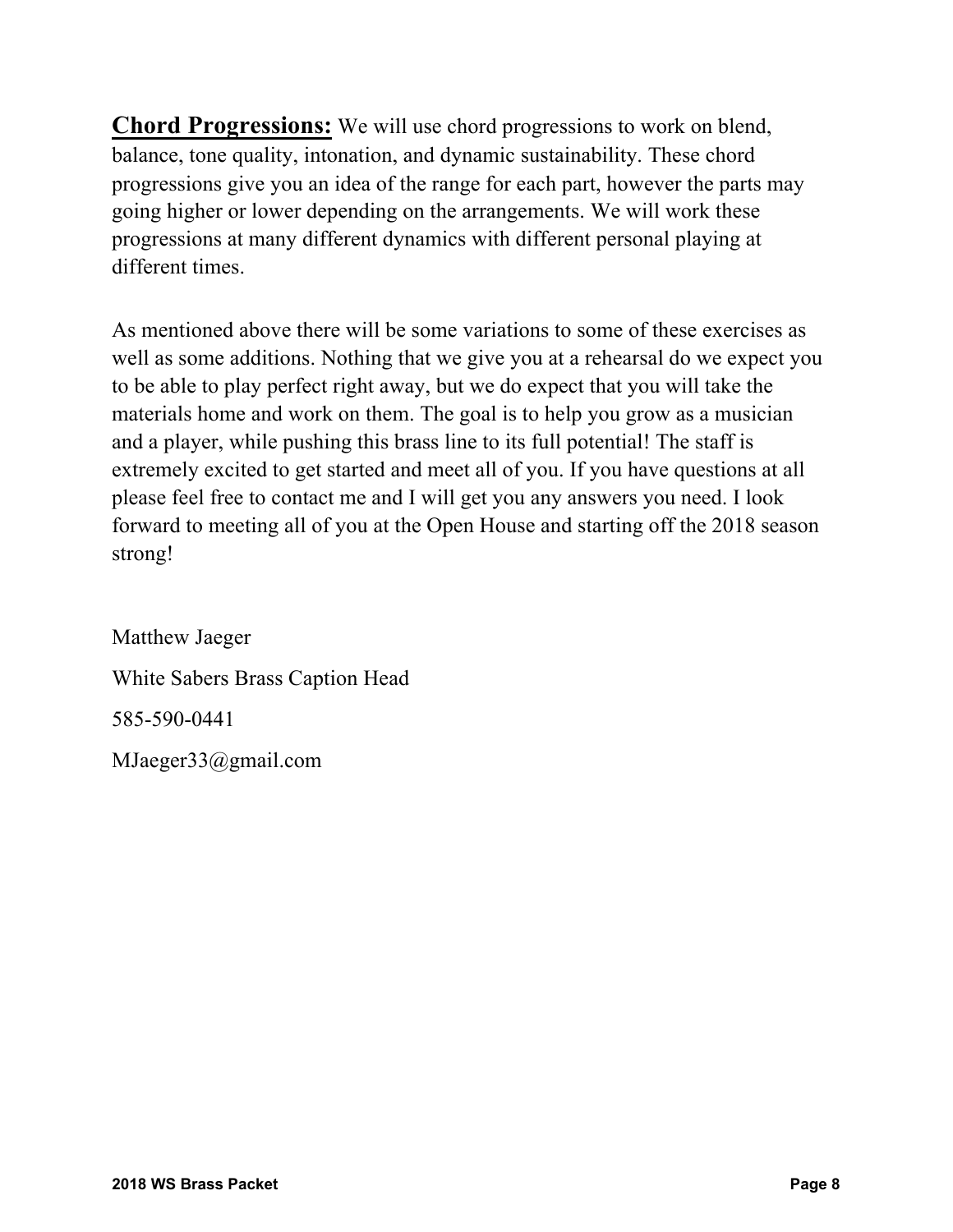**Chord Progressions:** We will use chord progressions to work on blend, balance, tone quality, intonation, and dynamic sustainability. These chord progressions give you an idea of the range for each part, however the parts may going higher or lower depending on the arrangements. We will work these progressions at many different dynamics with different personal playing at different times.

As mentioned above there will be some variations to some of these exercises as well as some additions. Nothing that we give you at a rehearsal do we expect you to be able to play perfect right away, but we do expect that you will take the materials home and work on them. The goal is to help you grow as a musician and a player, while pushing this brass line to its full potential! The staff is extremely excited to get started and meet all of you. If you have questions at all please feel free to contact me and I will get you any answers you need. I look forward to meeting all of you at the Open House and starting off the 2018 season strong!

Matthew Jaeger

White Sabers Brass Caption Head

585-590-0441

MJaeger33@gmail.com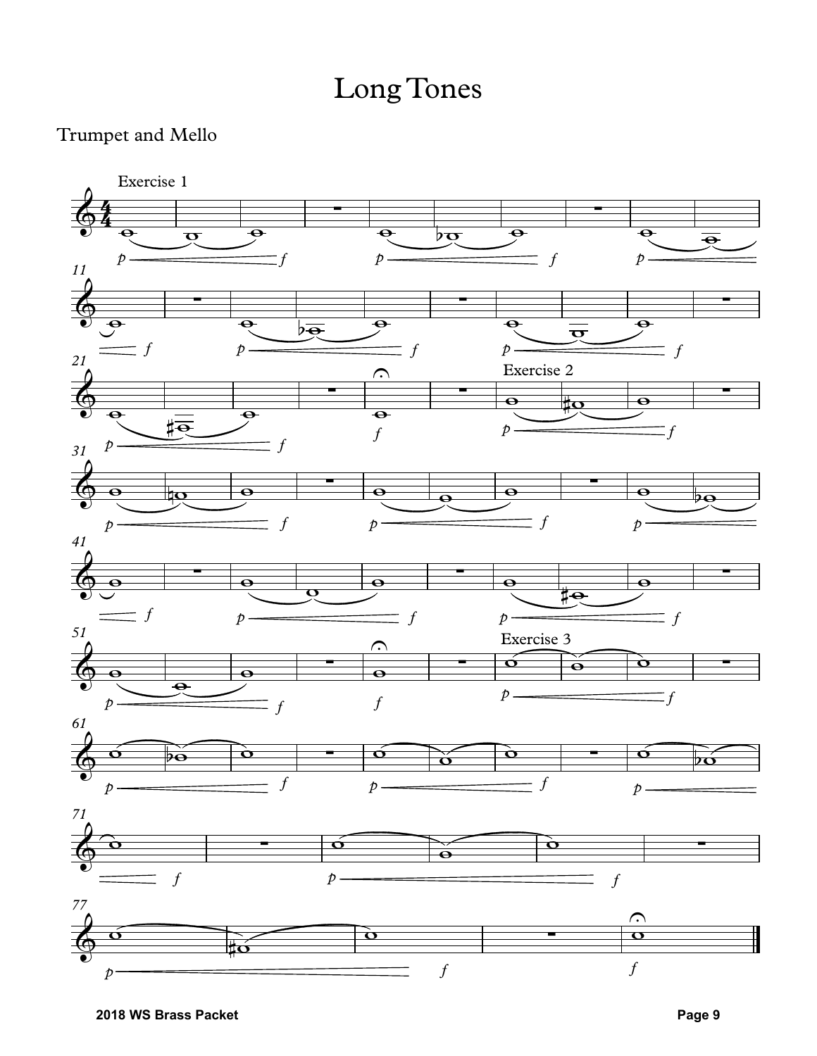# Long Tones

Trumpet and Mello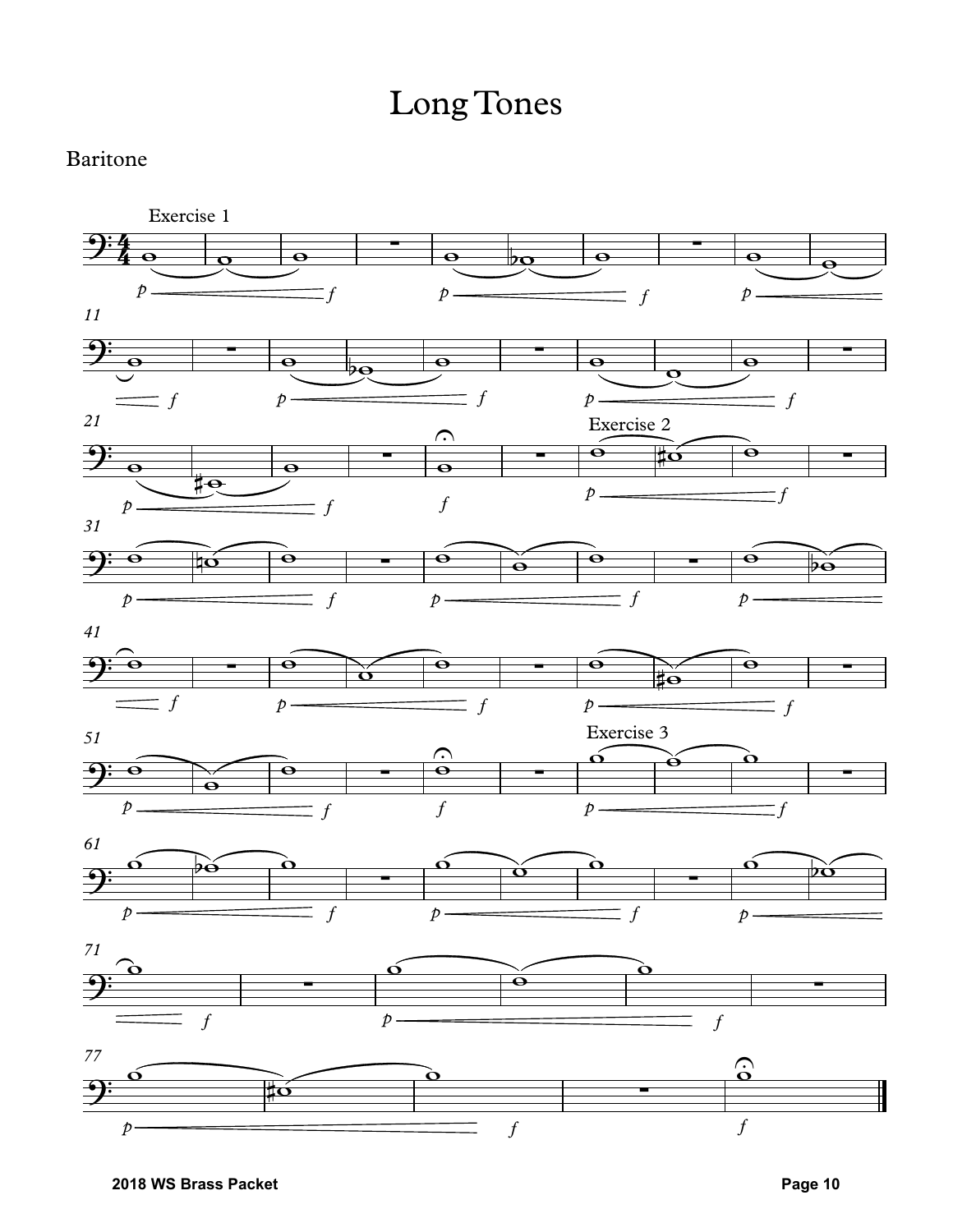# Long Tones

Baritone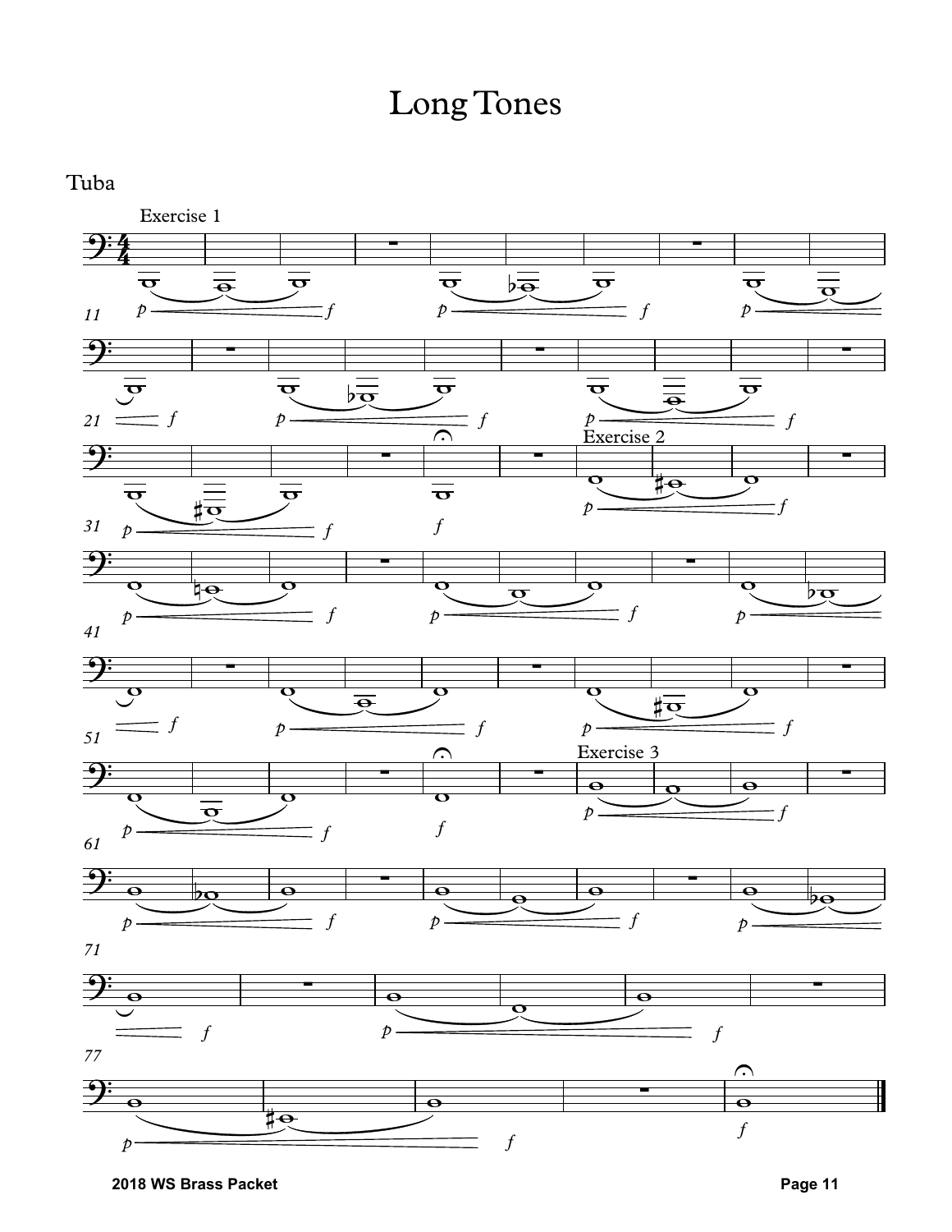# Long Tones

Tuba

Exercise 1

Exercise 2

Exercise 3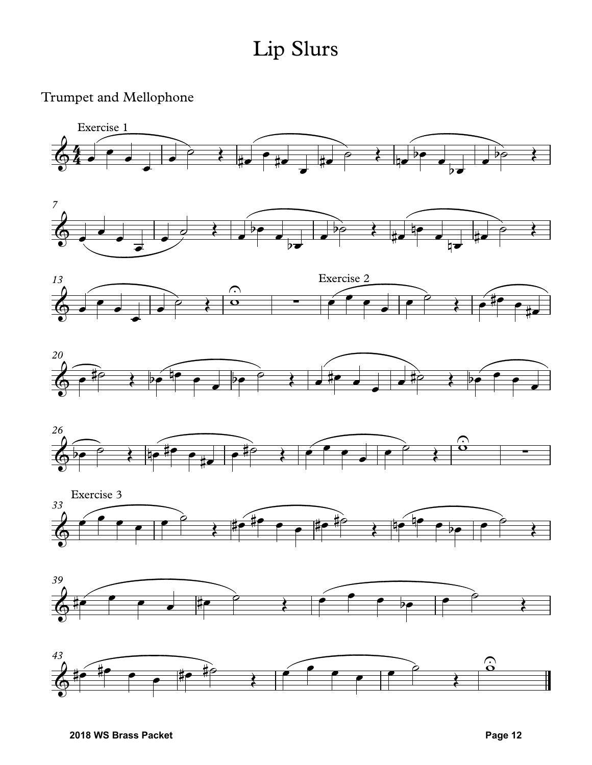# Lip Slurs

## Trumpet and Mellophone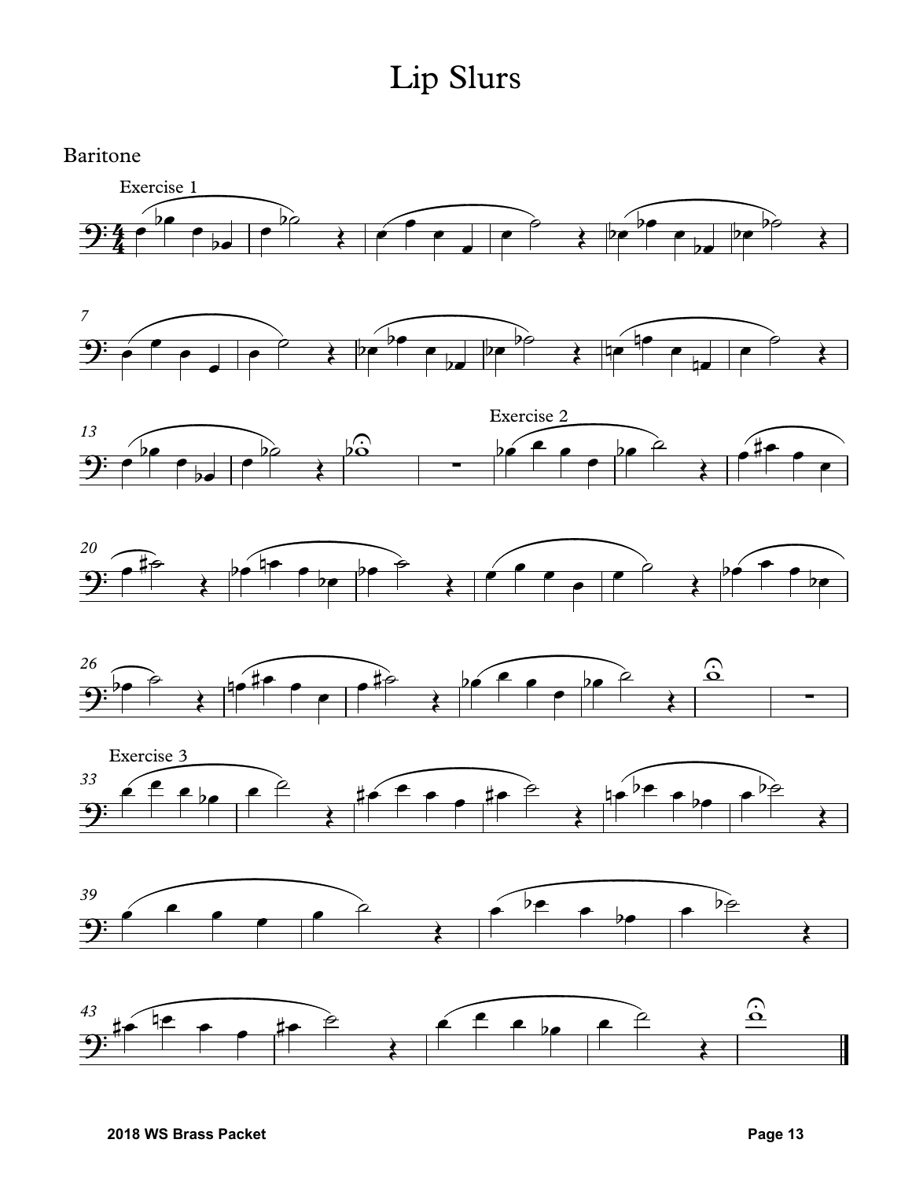# Lip Slurs

Baritone

Exercise 1

Exercise 2

Exercise 3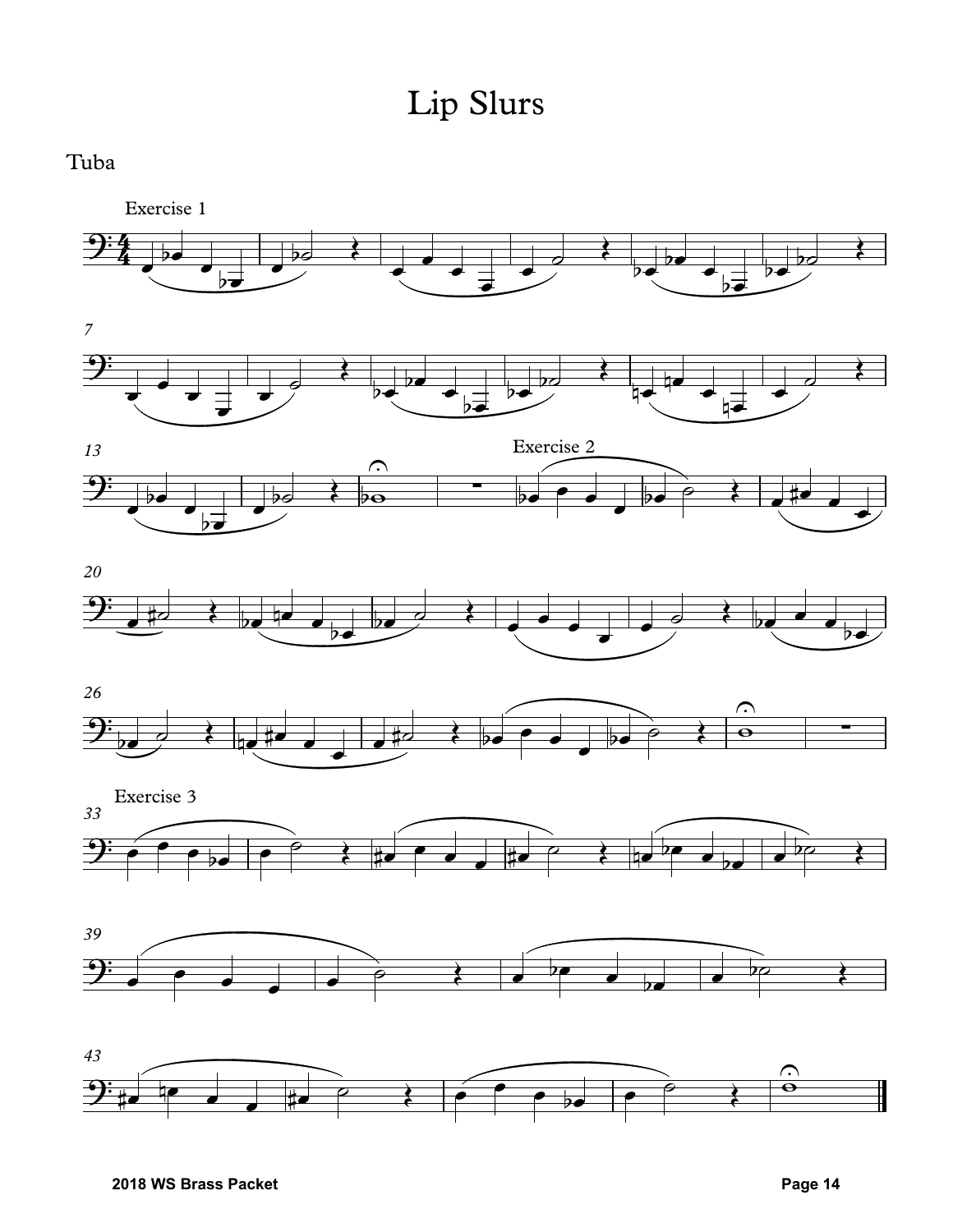# Lip Slurs

Tuba

Exercise 1

Exercise 2

Exercise 3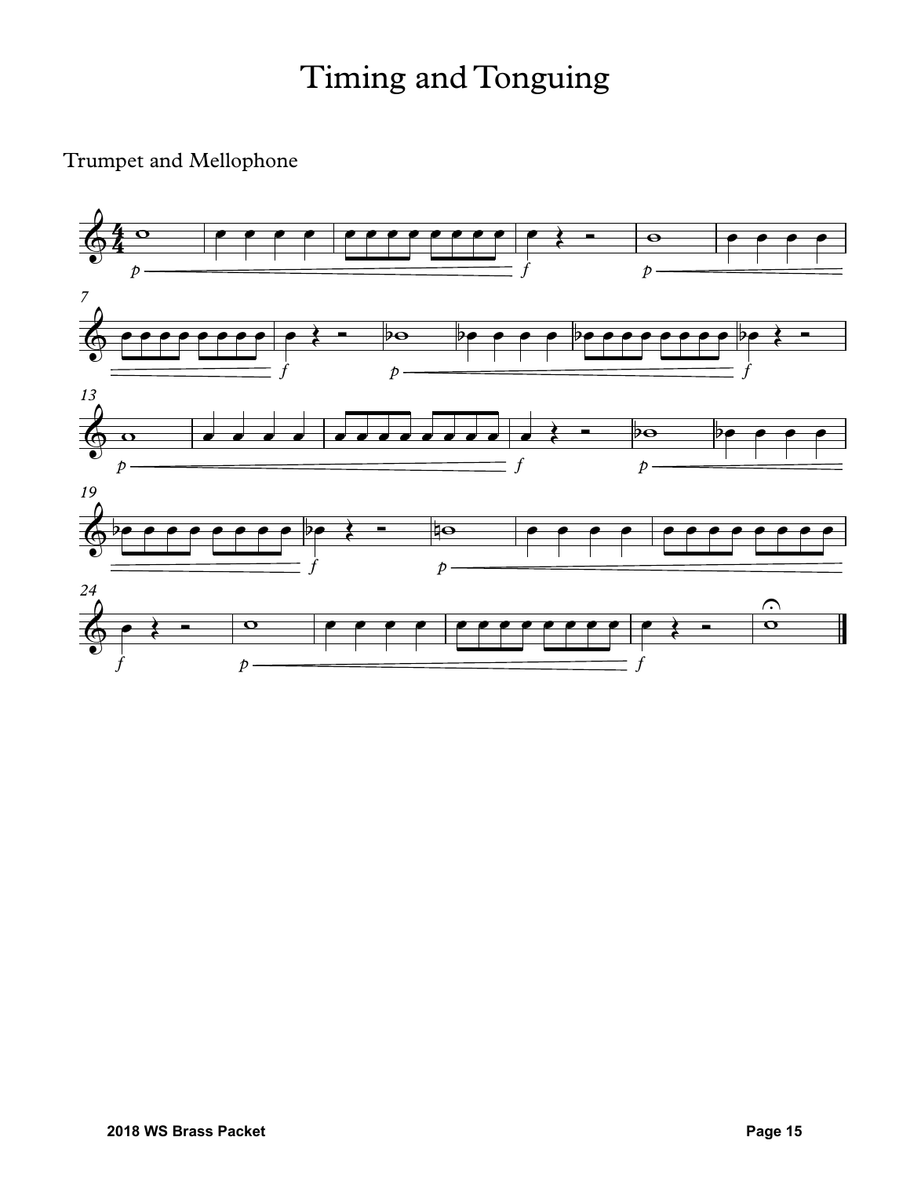# Timing and Tonguing

Trumpet and Mellophone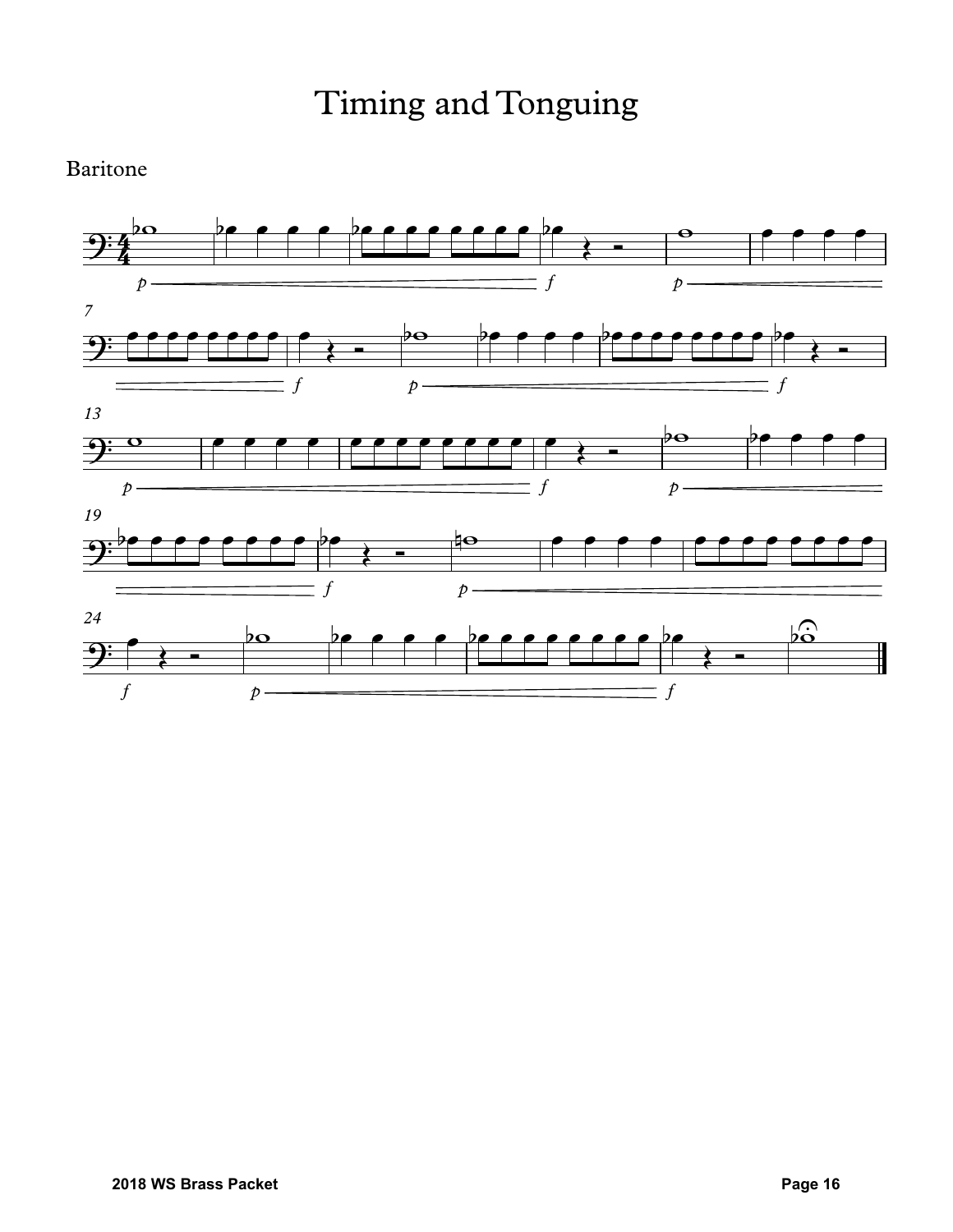# Timing and Tonguing

Baritone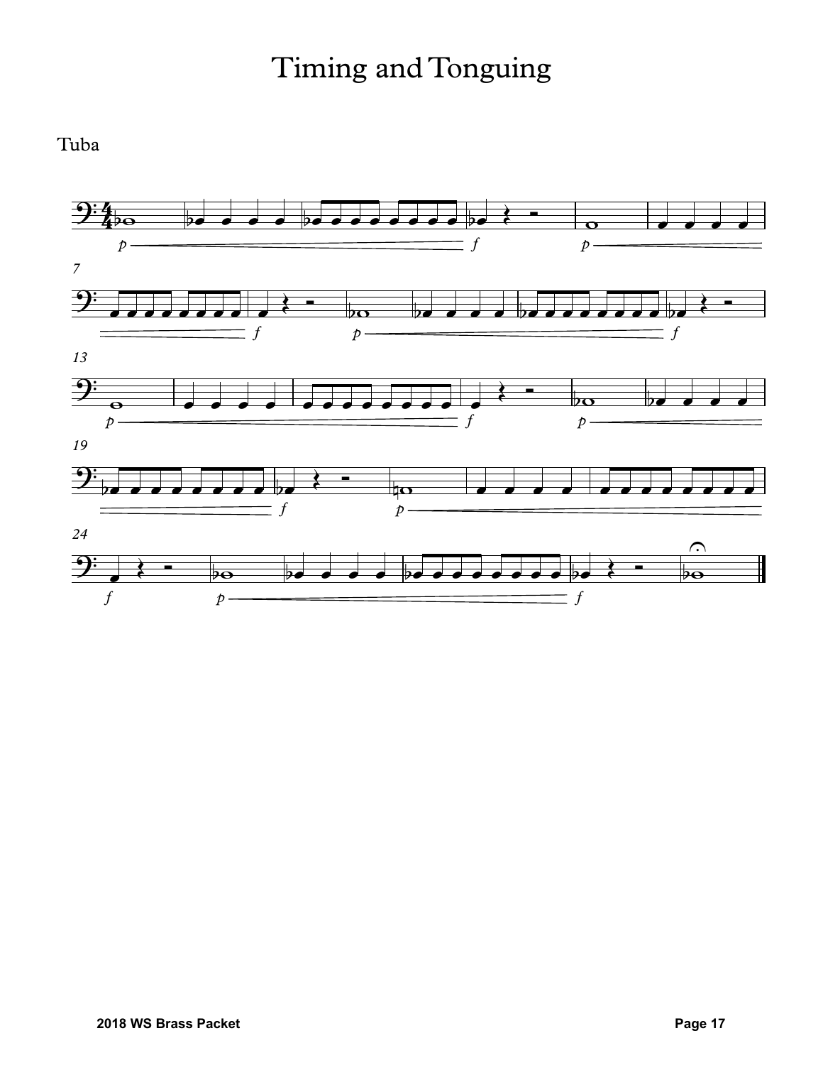# Timing and Tonguing

Tuba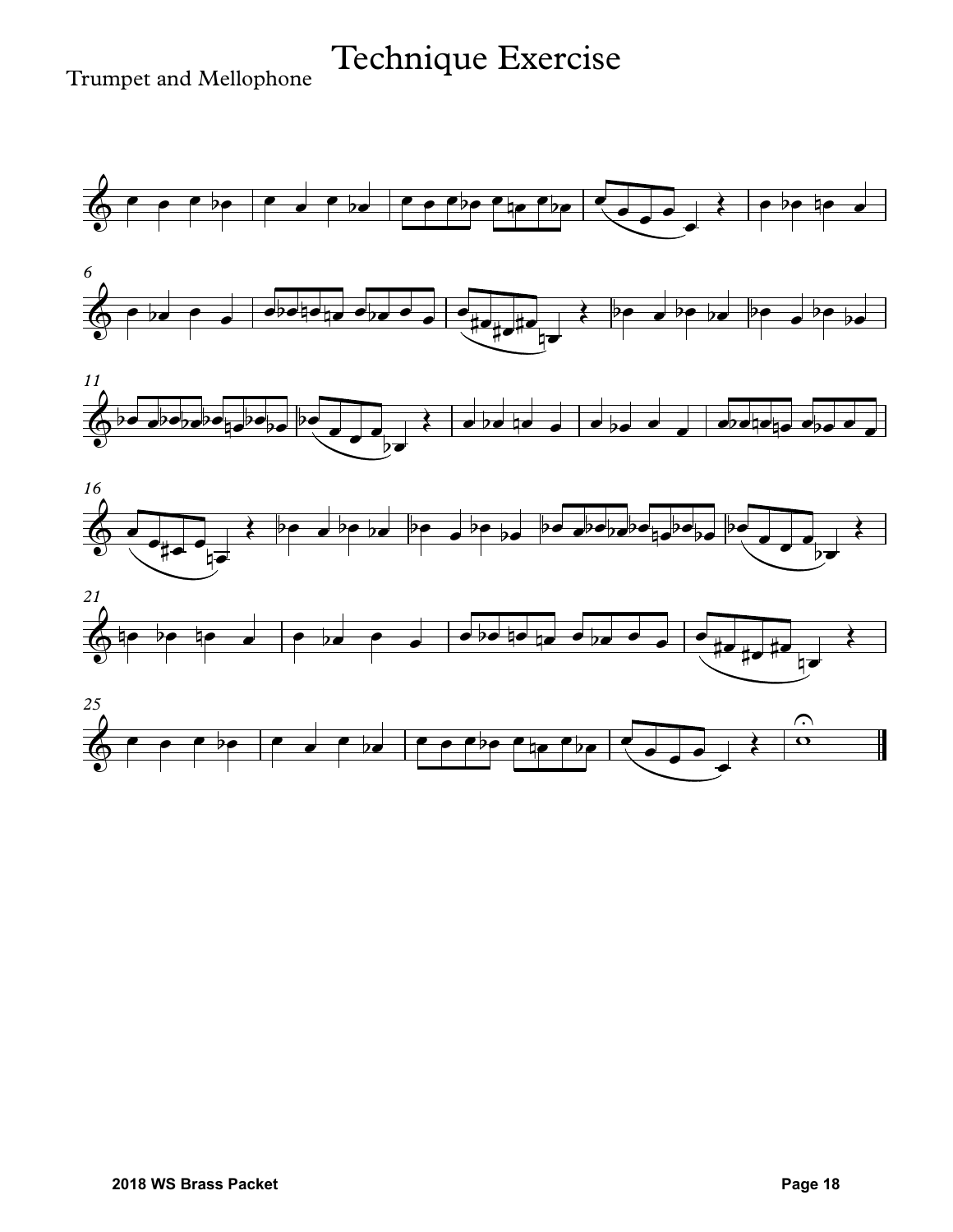# Technique Exercise

Trumpet and Mellophone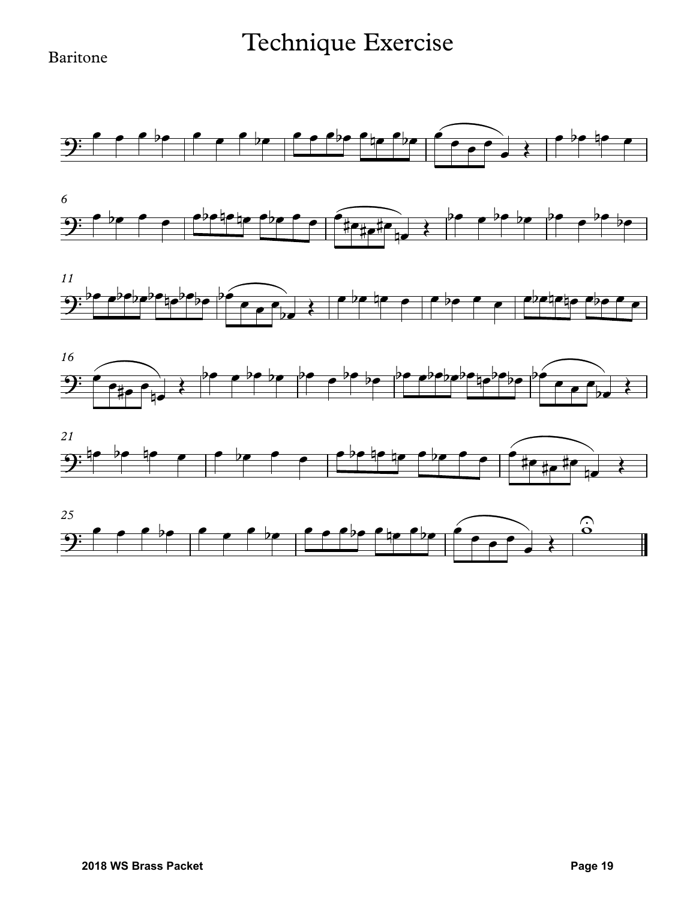# Technique Exercise

Baritone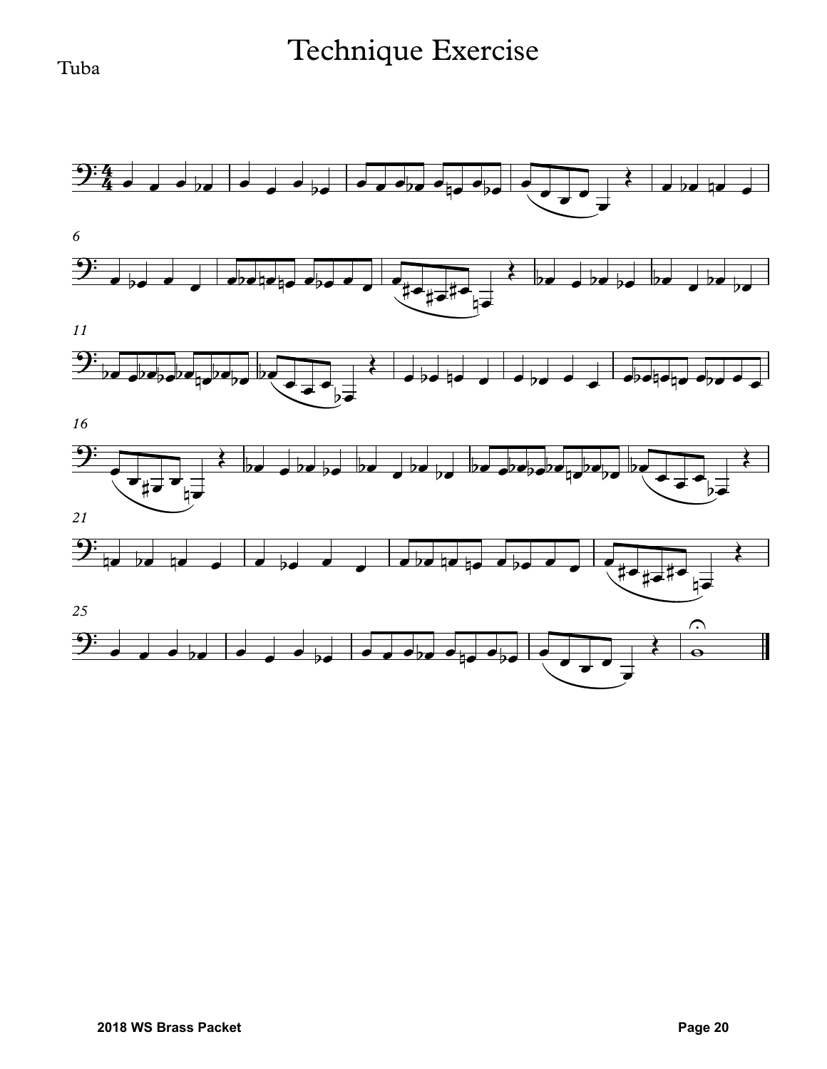Tuba

# Technique Exercise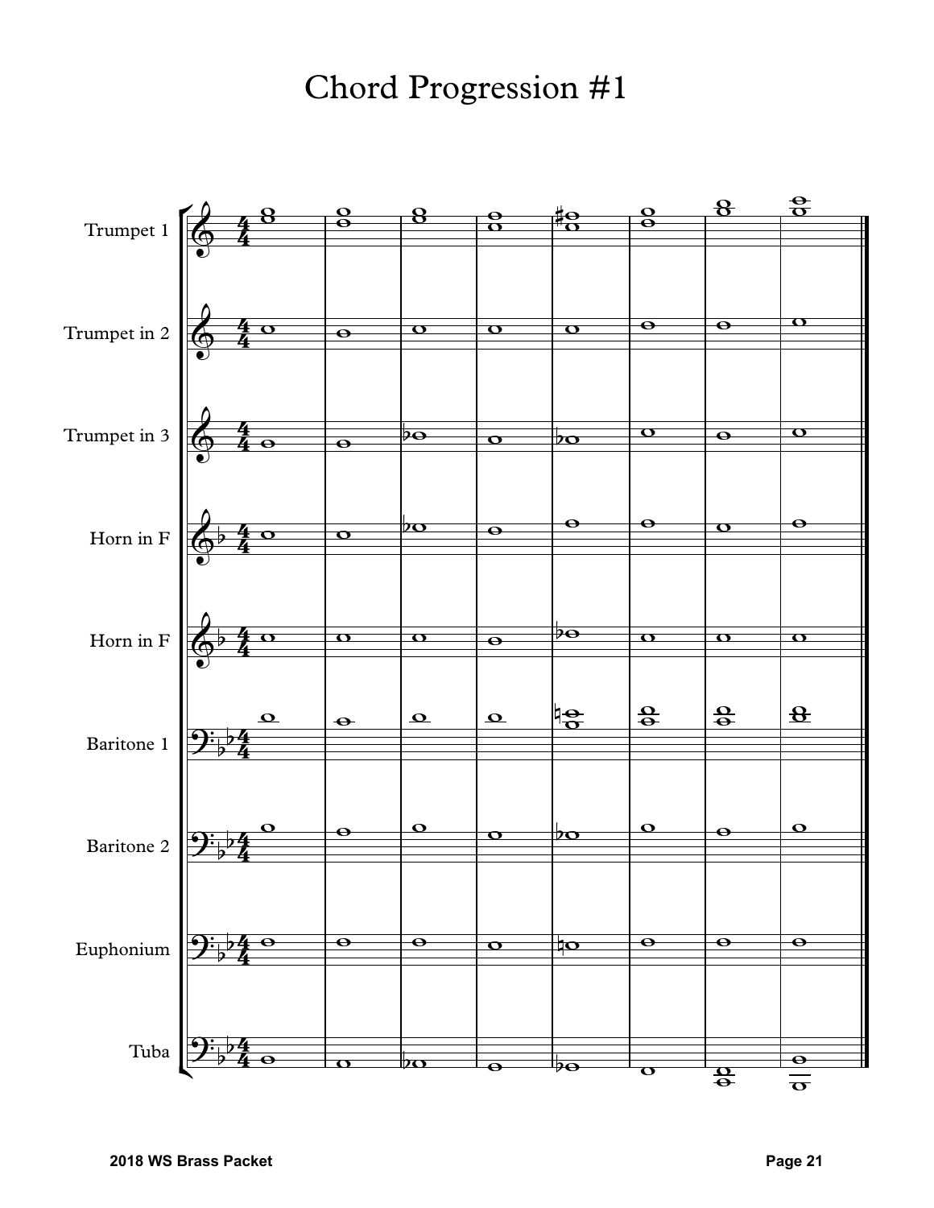# Chord Progression #1

Trumpet 1

Trumpet in 2

Trumpet in 3

Horn in F

Horn in F

Baritone 1

Baritone 2

Euphonium

Tuba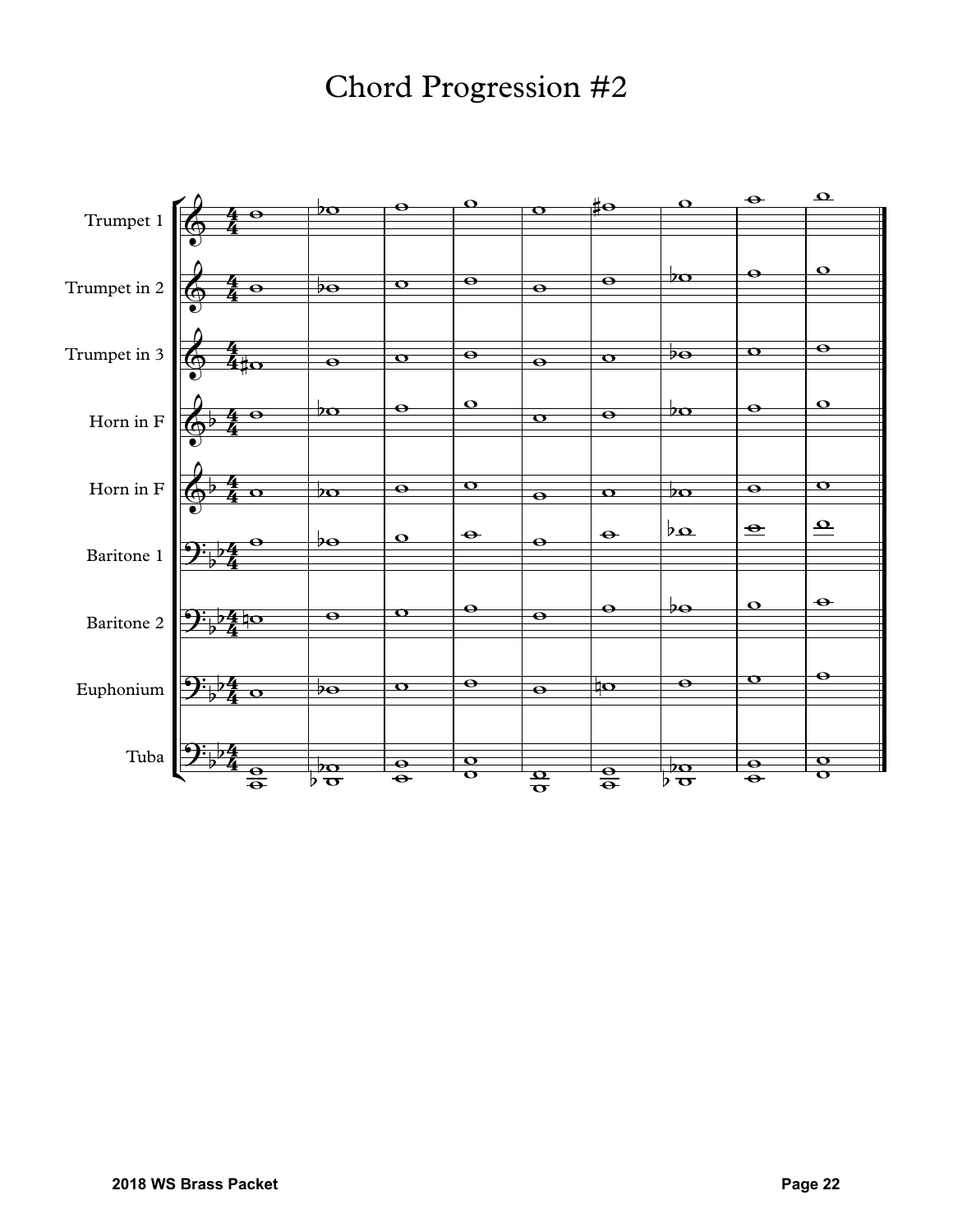# Chord Progression #2

Trumpet 1

Trumpet in 2

Trumpet in 3

Horn in F

Horn in F

Baritone 1

Baritone 2

Euphonium

Tuba